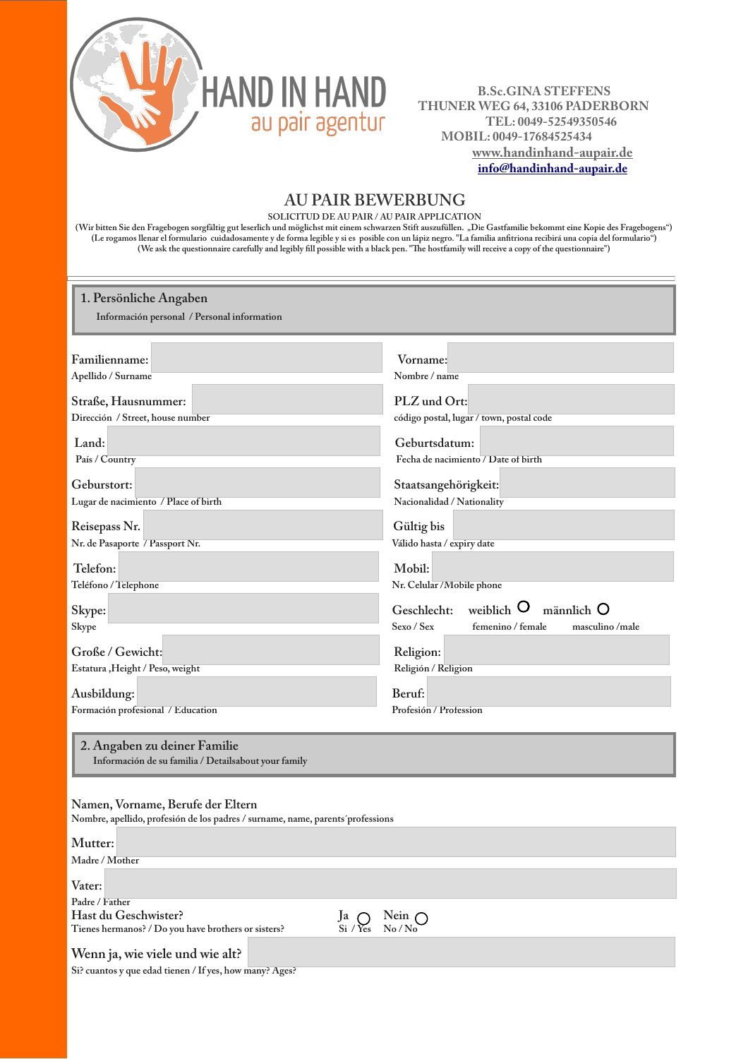HAND IN HAND
au pair agentur

B.Sc.GINA STEFFENS
THUNER WEG 64, 33106 PADERBORN
TEL: 0049-52549350546
MOBIL: 0049-17684525434
www.handinhand-aupair.de
info@handinhand-aupair.de

# AU PAIR BEWERBUNG

SOLICITUD DE AU PAIR / AU PAIR APPLICATION

(Wir bitten Sie den Fragebogen sorgfältig gut leserlich und möglichst mit einem schwarzen Stift auszufüllen. „Die Gastfamilie bekommt eine Kopie des Fragebogens")
(Le rogamos llenar el formulario cuidadosamente y de forma legible y si es posible con un lápiz negro. "La familia anfitriona recibirá una copia del formulario")
(We ask the questionnaire carefully and legibly fill possible with a black pen. "The hostfamily will receive a copy of the questionnaire")

## 1. Persönliche Angaben

Información personal / Personal information

Familienname: ____________
Apellido / Surname

Vorname: ____________
Nombre / name

Straße, Hausnummer: ____________
Dirección / Street, house number

PLZ und Ort: ____________
código postal, lugar / town, postal code

Land: ____________
País / Country

Geburtsdatum: ____________
Fecha de nacimiento / Date of birth

Geburstort: ____________
Lugar de nacimiento / Place of birth

Staatsangehörigkeit: ____________
Nacionalidad / Nationality

Reisepass Nr. ____________
Nr. de Pasaporte / Passport Nr.

Gültig bis ____________
Válido hasta / expiry date

Telefon: ____________
Teléfono / Telephone

Mobil: ____________
Nr. Celular /Mobile phone

Skype: ____________
Skype

Geschlecht: weiblich ○ männlich ○
Sexo / Sex femenino / female masculino /male

Große / Gewicht: ____________
Estatura ,Height / Peso, weight

Religion: ____________
Religión / Religion

Ausbildung: ____________
Formación profesional / Education

Beruf: ____________
Profesión / Profession

## 2. Angaben zu deiner Familie

Información de su familia / Detailsabout your family

Namen, Vorname, Berufe der Eltern
Nombre, apellido, profesión de los padres / surname, name, parents´professions

Mutter: ____________
Madre / Mother

Vater: ____________
Padre / Father

Hast du Geschwister? Ja ○ Nein ○
Tienes hermanos? / Do you have brothers or sisters? Si / Yes No / No

Wenn ja, wie viele und wie alt? ____________
Si? cuantos y que edad tienen / If yes, how many? Ages?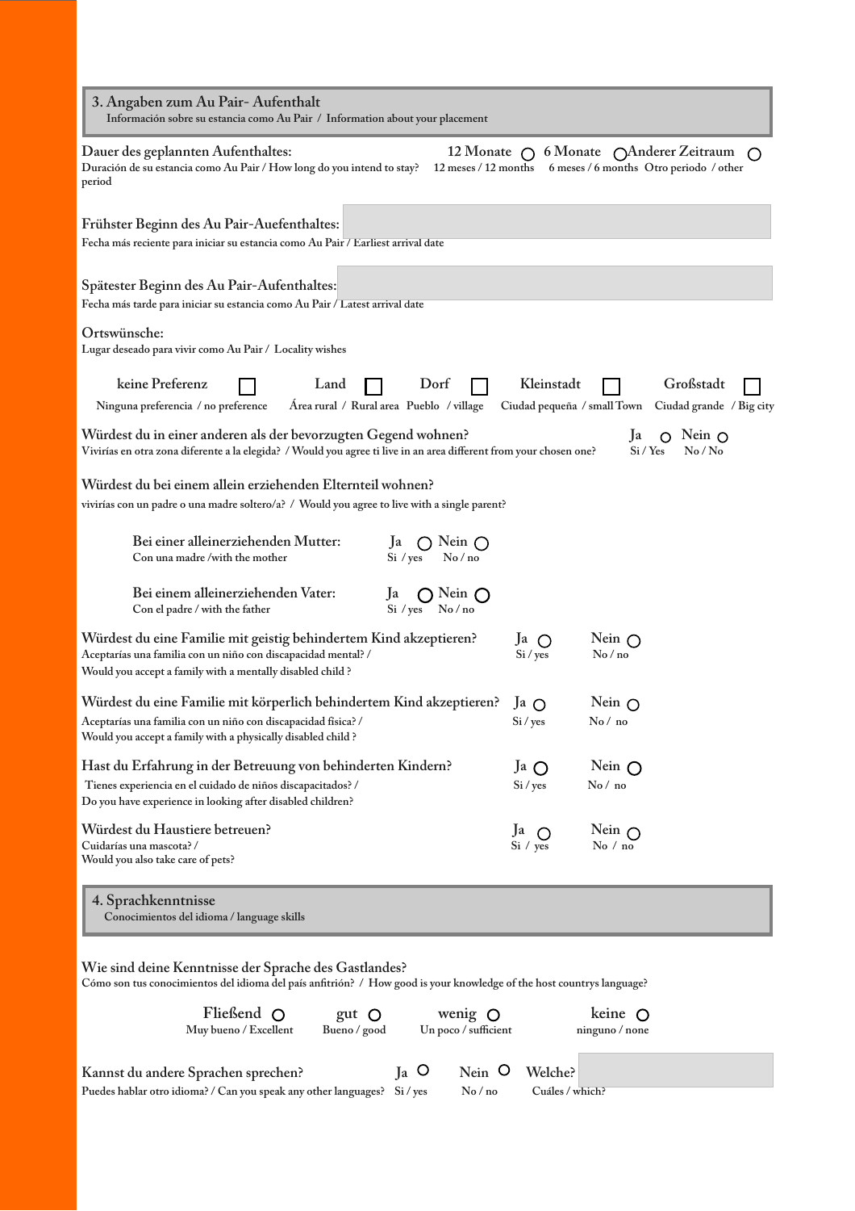## 3. Angaben zum Au Pair- Aufenthalt

Información sobre su estancia como Au Pair / Information about your placement

**Dauer des geplannten Aufenthaltes:**
Duración de su estancia como Au Pair / How long do you intend to stay?

12 Monate ○ 12 meses / 12 months
6 Monate ○ 6 meses / 6 months
Anderer Zeitraum ○ Otro periodo / other period

**Frühster Beginn des Au Pair-Auefenthaltes:**
Fecha más reciente para iniciar su estancia como Au Pair / Earliest arrival date

**Spätester Beginn des Au Pair-Aufenthaltes:**
Fecha más tarde para iniciar su estancia como Au Pair / Latest arrival date

**Ortswünsche:**
Lugar deseado para vivir como Au Pair / Locality wishes

keine Preferenz ☐ Ninguna preferencia / no preference
Land ☐ Área rural / Rural area
Dorf ☐ Pueblo / village
Kleinstadt ☐ Ciudad pequeña / small Town
Großstadt ☐ Ciudad grande / Big city

**Würdest du in einer anderen als der bevorzugten Gegend wohnen?**
Vivirías en otra zona diferente a la elegida? / Would you agree ti live in an area different from your chosen one?
Ja ○ Si / Yes Nein ○ No / No

**Würdest du bei einem allein erziehenden Elternteil wohnen?**
vivirías con un padre o una madre soltero/a? / Would you agree to live with a single parent?

Bei einer alleinerziehenden Mutter: Con una madre /with the mother
Ja ○ Si / yes Nein ○ No / no

Bei einem alleinerziehenden Vater: Con el padre / with the father
Ja ○ Si / yes Nein ○ No / no

**Würdest du eine Familie mit geistig behindertem Kind akzeptieren?**
Aceptarías una familia con un niño con discapacidad mental? /
Would you accept a family with a mentally disabled child ?
Ja ○ Si / yes Nein ○ No / no

**Würdest du eine Familie mit körperlich behindertem Kind akzeptieren?**
Aceptarías una familia con un niño con discapacidad física? /
Would you accept a family with a physically disabled child ?
Ja ○ Si / yes Nein ○ No / no

**Hast du Erfahrung in der Betreuung von behinderten Kindern?**
Tienes experiencia en el cuidado de niños discapacitados? /
Do you have experience in looking after disabled children?
Ja ○ Si / yes Nein ○ No / no

**Würdest du Haustiere betreuen?**
Cuidarías una mascota? /
Would you also take care of pets?
Ja ○ Si / yes Nein ○ No / no

## 4. Sprachkenntnisse

Conocimientos del idioma / language skills

**Wie sind deine Kenntnisse der Sprache des Gastlandes?**
Cómo son tus conocimientos del idioma del país anfitrión? / How good is your knowledge of the host countrys language?

Fließend ○ Muy bueno / Excellent
gut ○ Bueno / good
wenig ○ Un poco / sufficient
keine ○ ninguno / none

**Kannst du andere Sprachen sprechen?**
Puedes hablar otro idioma? / Can you speak any other languages?
Ja ○ Si / yes Nein ○ No / no Welche? Cuáles / which?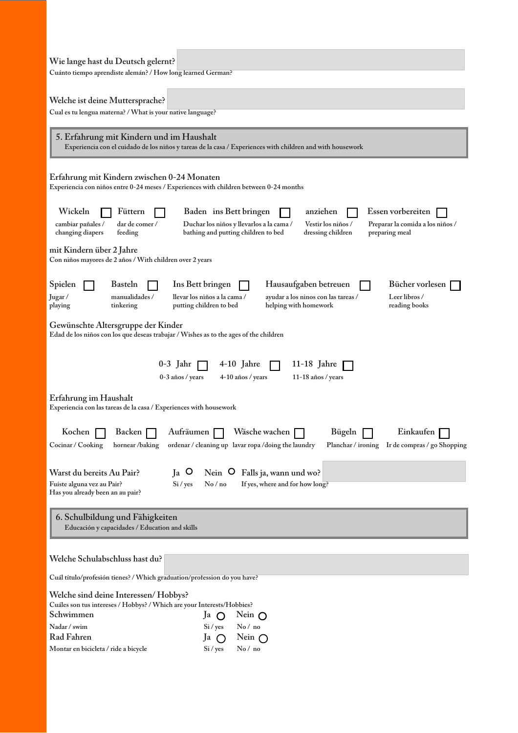Wie lange hast du Deutsch gelernt?
Cuánto tiempo aprendiste alemán? / How long learned German?

Welche ist deine Muttersprache?
Cual es tu lengua materna? / What is your native language?

## 5. Erfahrung mit Kindern und im Haushalt
Experiencia con el cuidado de los niños y tareas de la casa / Experiences with children and with housework

Erfahrung mit Kindern zwischen 0-24 Monaten
Experiencia con niños entre 0-24 meses / Experiences with children between 0-24 months

- Wickeln ☐ — cambiar pañales / changing diapers
- Füttern ☐ — dar de comer / feeding
- Baden ins Bett bringen ☐ — Duchar los niños y llevarlos a la cama / bathing and putting children to bed
- anziehen ☐ — Vestir los niños / dressing children
- Essen vorbereiten ☐ — Preparar la comida a los niños / preparing meal

mit Kindern über 2 Jahre
Con niños mayores de 2 años / With children over 2 years

- Spielen ☐ — Jugar / playing
- Basteln ☐ — manualidades / tinkering
- Ins Bett bringen ☐ — llevar los niños a la cama / putting children to bed
- Hausaufgaben betreuen ☐ — ayudar a los ninos con las tareas / helping with homework
- Bücher vorlesen ☐ — Leer libros / reading books

Gewünschte Altersgruppe der Kinder
Edad de los niños con los que deseas trabajar / Wishes as to the ages of the children

- 0-3 Jahr ☐ — 0-3 años / years
- 4-10 Jahre ☐ — 4-10 años / years
- 11-18 Jahre ☐ — 11-18 años / years

Erfahrung im Haushalt
Experiencia con las tareas de la casa / Experiences with housework

- Kochen ☐ — Cocinar / Cooking
- Backen ☐ — hornear /baking
- Aufräumen ☐ — ordenar / cleaning up
- Wäsche wachen ☐ — lavar ropa /doing the laundry
- Bügeln ☐ — Planchar / ironing
- Einkaufen ☐ — Ir de compras / go Shopping

Warst du bereits Au Pair? Ja ○ Nein ○ Falls ja, wann und wo?
Fuíste alguna vez au Pair? Si / yes No / no If yes, where and for how long?
Has you already been an au pair?

## 6. Schulbildung und Fähigkeiten
Educación y capacidades / Education and skills

Welche Schulabschluss hast du?
Cuál título/profesión tienes? / Which graduation/profession do you have?

Welche sind deine Interessen/ Hobbys?
Cuáles son tus intereses / Hobbys? / Which are your Interests/Hobbies?

Schwimmen — Ja ○ Nein ○
Nadar / swim — Si / yes No / no

Rad Fahren — Ja ○ Nein ○
Montar en bicicleta / ride a bicycle — Si / yes No / no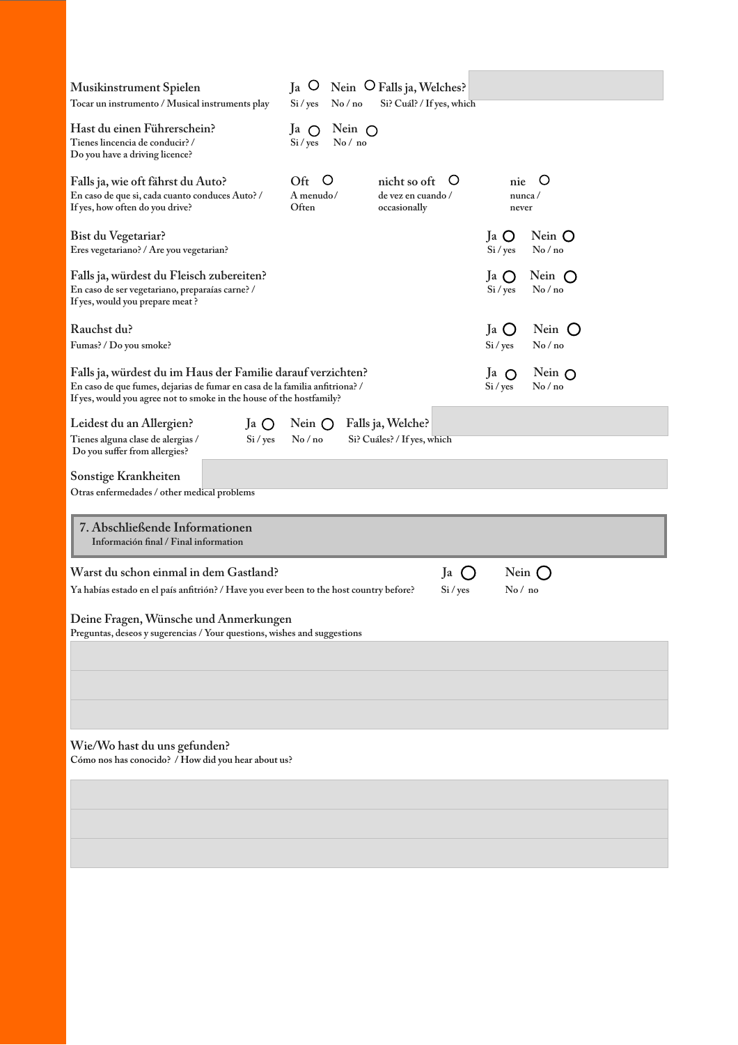Musikinstrument Spielen
Tocar un instrumento / Musical instruments play

Ja ○ Si / yes   Nein ○ No / no   Falls ja, Welches? Si? Cuál? / If yes, which

Hast du einen Führerschein?
Tienes lincencia de conducir? / Do you have a driving licence?

Ja ○ Si / yes   Nein ○ No / no

Falls ja, wie oft fährst du Auto?
En caso de que si, cada cuanto conduces Auto? / If yes, how often do you drive?

Oft ○ A menudo / Often   nicht so oft ○ de vez en cuando / occasionally   nie ○ nunca / never

Bist du Vegetariar?
Eres vegetariano? / Are you vegetarian?

Ja ○ Si / yes   Nein ○ No / no

Falls ja, würdest du Fleisch zubereiten?
En caso de ser vegetariano, preparaías carne? / If yes, would you prepare meat ?

Ja ○ Si / yes   Nein ○ No / no

Rauchst du?
Fumas? / Do you smoke?

Ja ○ Si / yes   Nein ○ No / no

Falls ja, würdest du im Haus der Familie darauf verzichten?
En caso de que fumes, dejarias de fumar en casa de la familia anfitriona? / If yes, would you agree not to smoke in the house of the hostfamily?

Ja ○ Si / yes   Nein ○ No / no

Leidest du an Allergien?
Tienes alguna clase de alergias / Do you suffer from allergies?

Ja ○ Si / yes   Nein ○ No / no   Falls ja, Welche? Si? Cuáles? / If yes, which

Sonstige Krankheiten
Otras enfermedades / other medical problems

## 7. Abschließende Informationen
Información final / Final information

Warst du schon einmal in dem Gastland?
Ya habías estado en el país anfitrión? / Have you ever been to the host country before?

Ja ○ Si / yes   Nein ○ No / no

Deine Fragen, Wünsche und Anmerkungen
Preguntas, deseos y sugerencias / Your questions, wishes and suggestions

Wie/Wo hast du uns gefunden?
Cómo nos has conocido? / How did you hear about us?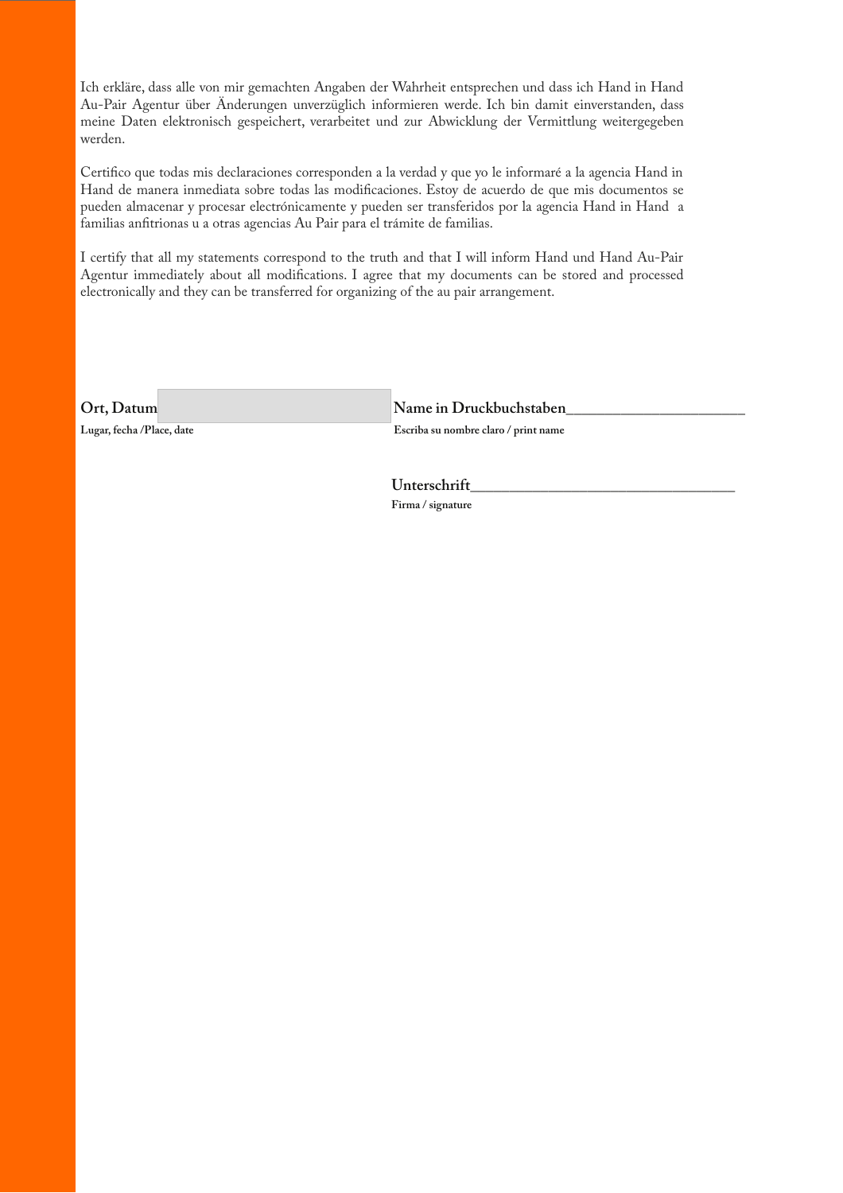Ich erkläre, dass alle von mir gemachten Angaben der Wahrheit entsprechen und dass ich Hand in Hand Au-Pair Agentur über Änderungen unverzüglich informieren werde. Ich bin damit einverstanden, dass meine Daten elektronisch gespeichert, verarbeitet und zur Abwicklung der Vermittlung weitergegeben werden.

Certifico que todas mis declaraciones corresponden a la verdad y que yo le informaré a la agencia Hand in Hand de manera inmediata sobre todas las modificaciones. Estoy de acuerdo de que mis documentos se pueden almacenar y procesar electrónicamente y pueden ser transferidos por la agencia Hand in Hand a familias anfitrionas u a otras agencias Au Pair para el trámite de familias.

I certify that all my statements correspond to the truth and that I will inform Hand und Hand Au-Pair Agentur immediately about all modifications. I agree that my documents can be stored and processed electronically and they can be transferred for organizing of the au pair arrangement.

**Ort, Datum**
**Lugar, fecha /Place, date**

**Name in Druckbuchstaben**______________________
**Escriba su nombre claro / print name**

**Unterschrift**__________________________________
**Firma / signature**